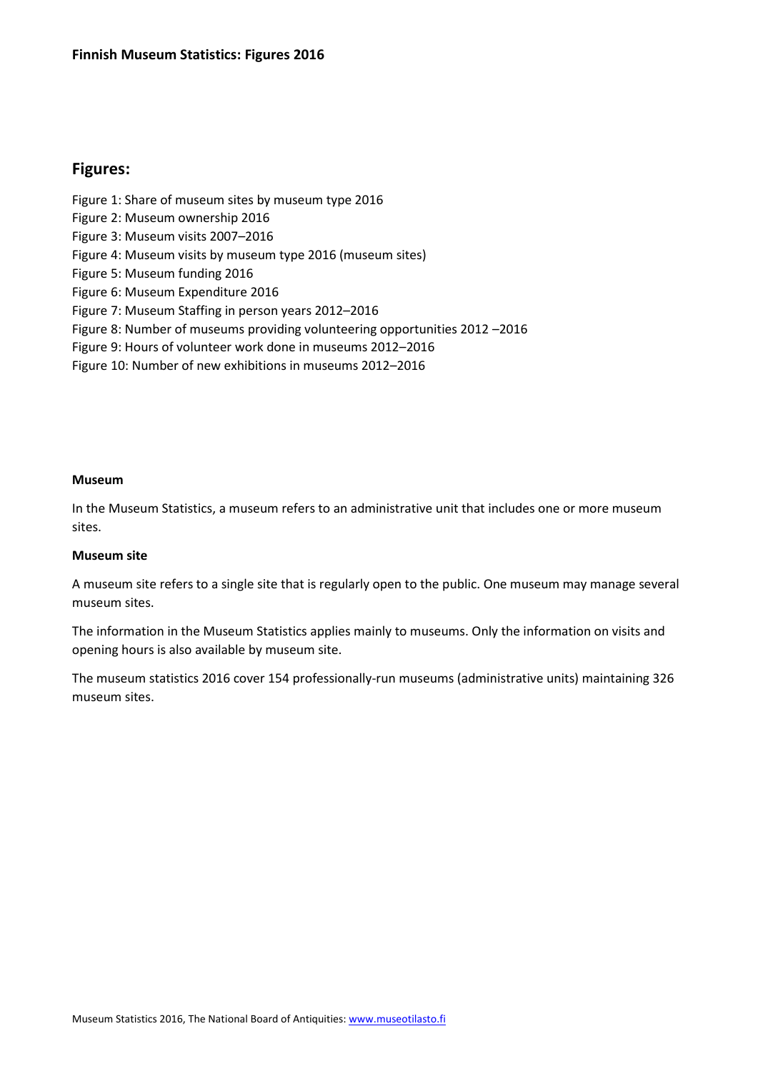# Finnish Museum Statistics: Figures 2016

## Figures:

Figure 1: Share of museum sites by museum type 2016
Figure 2: Museum ownership 2016
Figure 3: Museum visits 2007–2016
Figure 4: Museum visits by museum type 2016 (museum sites)
Figure 5: Museum funding 2016
Figure 6: Museum Expenditure 2016
Figure 7: Museum Staffing in person years 2012–2016
Figure 8: Number of museums providing volunteering opportunities 2012 –2016
Figure 9: Hours of volunteer work done in museums 2012–2016
Figure 10: Number of new exhibitions in museums 2012–2016

**Museum**

In the Museum Statistics, a museum refers to an administrative unit that includes one or more museum sites.

**Museum site**

A museum site refers to a single site that is regularly open to the public. One museum may manage several museum sites.

The information in the Museum Statistics applies mainly to museums. Only the information on visits and opening hours is also available by museum site.

The museum statistics 2016 cover 154 professionally-run museums (administrative units) maintaining 326 museum sites.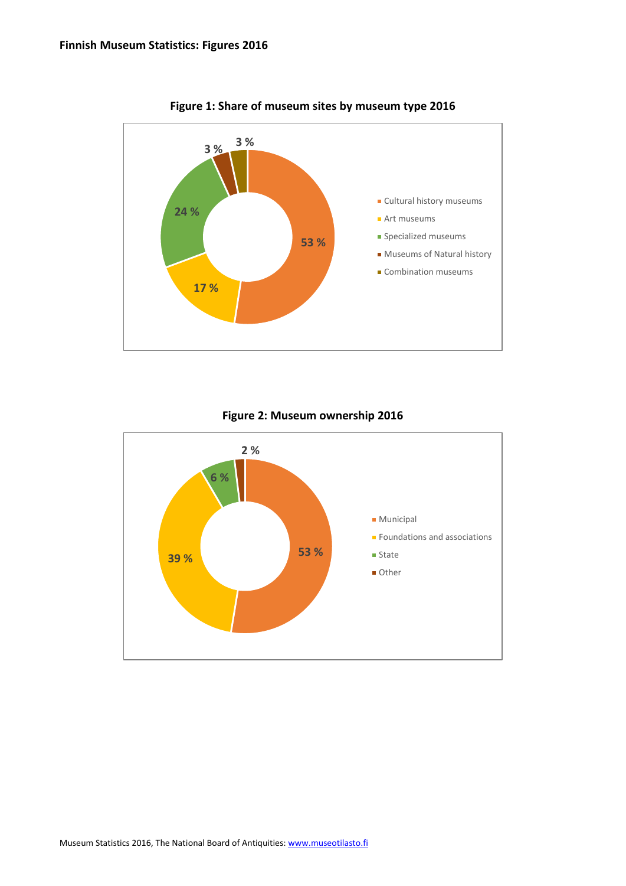**Finnish Museum Statistics: Figures 2016**

**Figure 1: Share of museum sites by museum type 2016**

| Museum type | Share |
|---|---|
| Cultural history museums | 53 % |
| Art museums | 17 % |
| Specialized museums | 24 % |
| Museums of Natural history | 3 % |
| Combination museums | 3 % |

**Figure 2: Museum ownership 2016**

| Ownership | Share |
|---|---|
| Municipal | 53 % |
| Foundations and associations | 39 % |
| State | 6 % |
| Other | 2 % |

Museum Statistics 2016, The National Board of Antiquities: www.museotilasto.fi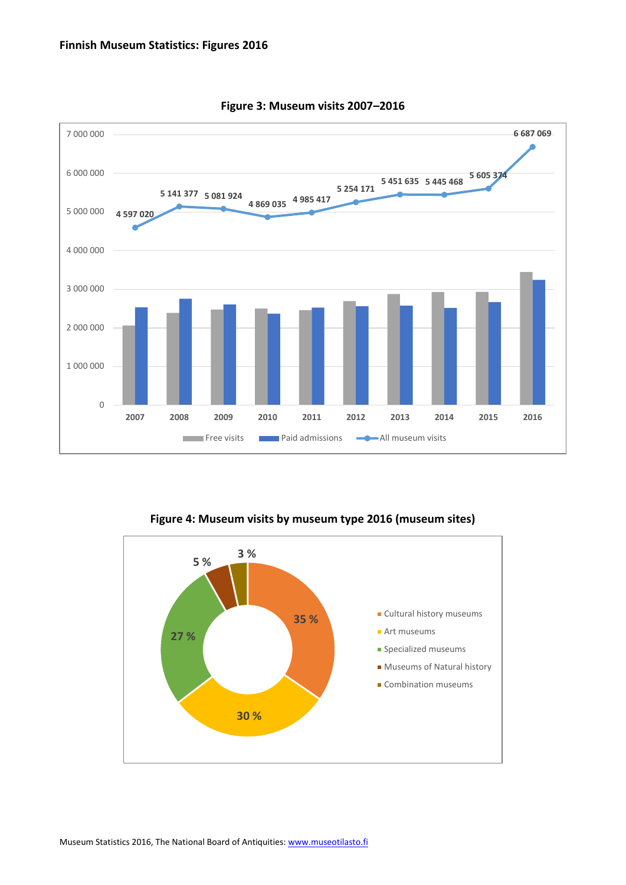**Finnish Museum Statistics: Figures 2016**

**Figure 3: Museum visits 2007–2016**

| Year | All museum visits |
|---|---|
| 2007 | 4 597 020 |
| 2008 | 5 141 377 |
| 2009 | 5 081 924 |
| 2010 | 4 869 035 |
| 2011 | 4 985 417 |
| 2012 | 5 254 171 |
| 2013 | 5 451 635 |
| 2014 | 5 445 468 |
| 2015 | 5 605 374 |
| 2016 | 6 687 069 |

Free visits · Paid admissions · All museum visits

**Figure 4: Museum visits by museum type 2016 (museum sites)**

| Museum type | Share |
|---|---|
| Cultural history museums | 35 % |
| Art museums | 30 % |
| Specialized museums | 27 % |
| Museums of Natural history | 5 % |
| Combination museums | 3 % |

Museum Statistics 2016, The National Board of Antiquities: www.museotilasto.fi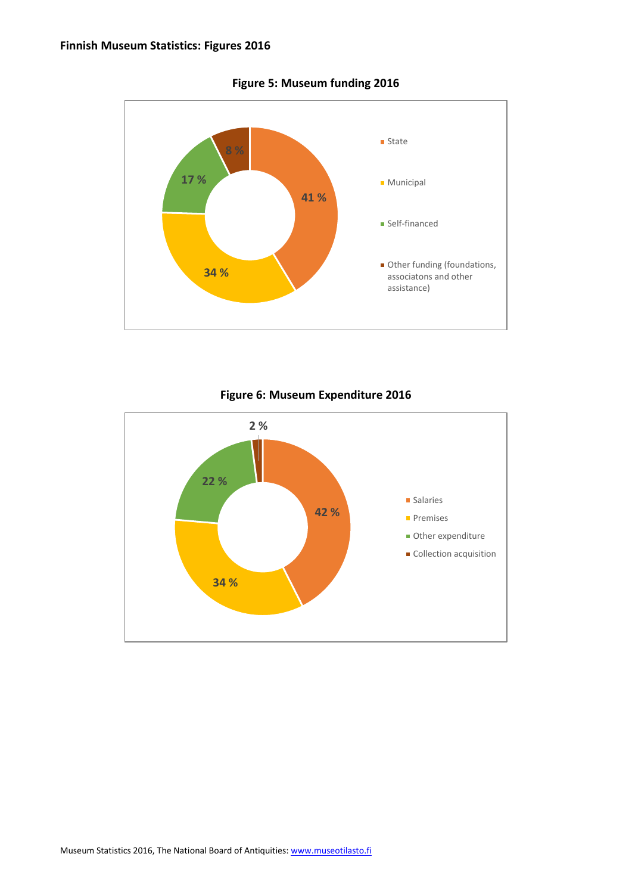## Finnish Museum Statistics: Figures 2016

### Figure 5: Museum funding 2016

| Funding source | Share |
|---|---|
| State | 41 % |
| Municipal | 34 % |
| Self-financed | 17 % |
| Other funding (foundations, associatons and other assistance) | 8 % |

### Figure 6: Museum Expenditure 2016

| Expenditure | Share |
|---|---|
| Salaries | 42 % |
| Premises | 34 % |
| Other expenditure | 22 % |
| Collection acquisition | 2 % |

Museum Statistics 2016, The National Board of Antiquities: [www.museotilasto.fi](http://www.museotilasto.fi)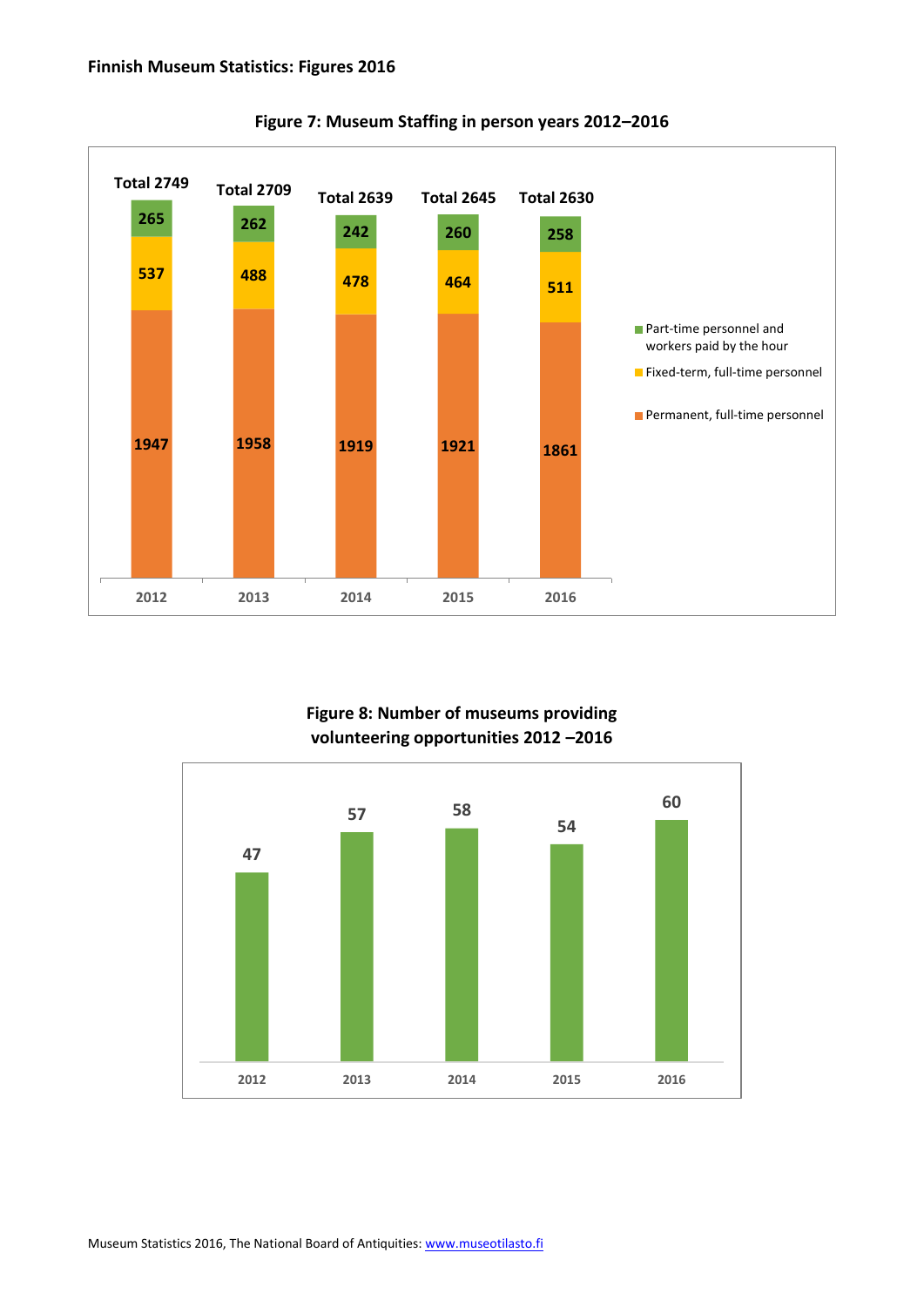**Finnish Museum Statistics: Figures 2016**

**Figure 7: Museum Staffing in person years 2012–2016**

| | 2012 | 2013 | 2014 | 2015 | 2016 |
|---|---|---|---|---|---|
| Part-time personnel and workers paid by the hour | 265 | 262 | 242 | 260 | 258 |
| Fixed-term, full-time personnel | 537 | 488 | 478 | 464 | 511 |
| Permanent, full-time personnel | 1947 | 1958 | 1919 | 1921 | 1861 |
| Total | 2749 | 2709 | 2639 | 2645 | 2630 |

**Figure 8: Number of museums providing volunteering opportunities 2012 –2016**

| 2012 | 2013 | 2014 | 2015 | 2016 |
|---|---|---|---|---|
| 47 | 57 | 58 | 54 | 60 |

Museum Statistics 2016, The National Board of Antiquities: www.museotilasto.fi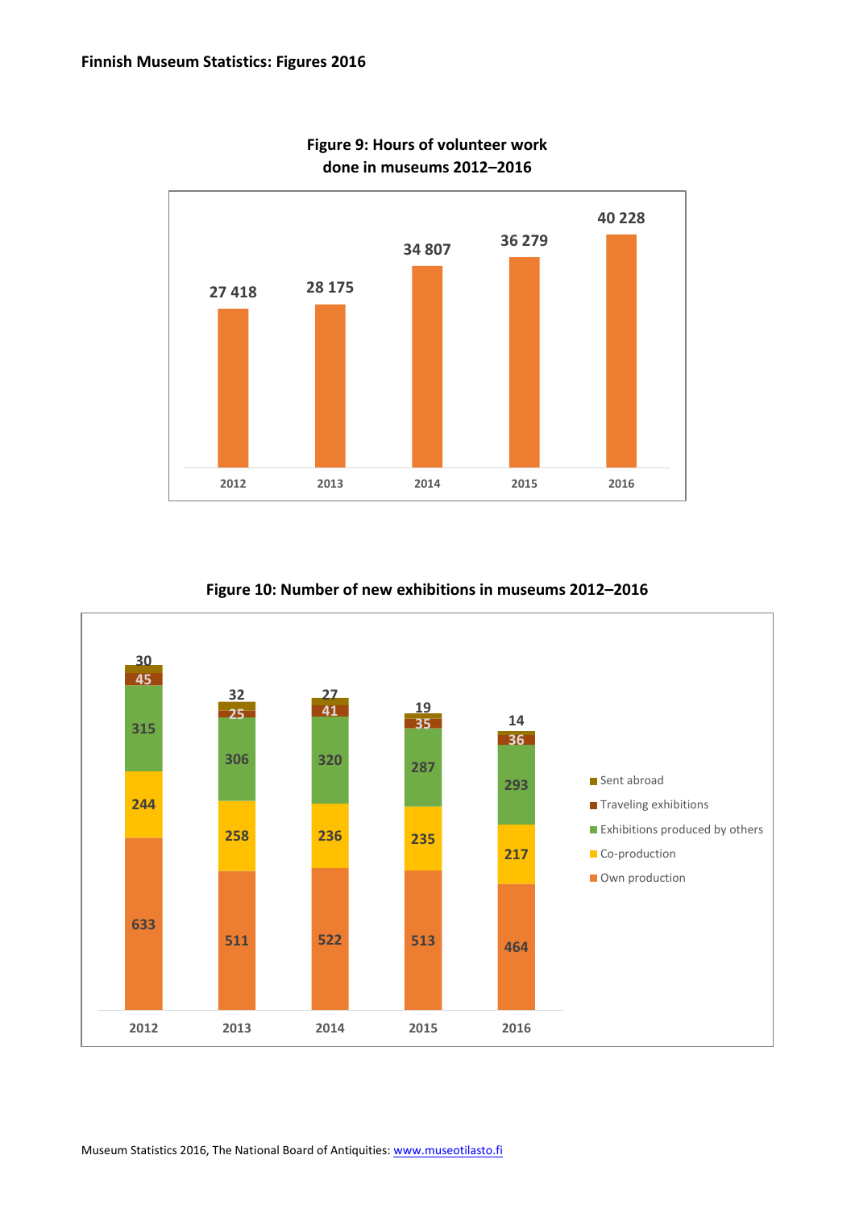**Finnish Museum Statistics: Figures 2016**

**Figure 9: Hours of volunteer work done in museums 2012–2016**

27 418
28 175
34 807
36 279
40 228

2012
2013
2014
2015
2016

**Figure 10: Number of new exhibitions in museums 2012–2016**

30
45
315
244
633

32
25
306
258
511

27
41
320
236
522

19
35
287
235
513

14
36
293
217
464

2012
2013
2014
2015
2016

Sent abroad
Traveling exhibitions
Exhibitions produced by others
Co-production
Own production

Museum Statistics 2016, The National Board of Antiquities: [www.museotilasto.fi](http://www.museotilasto.fi)